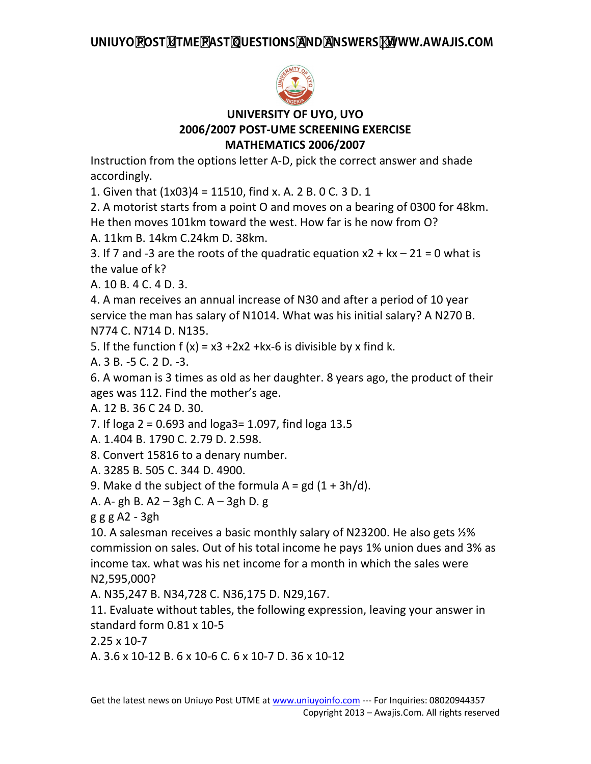# UNIVERSITY OF UYO, UYO

## 2006/2007 POST-UME SCREENING EXERCISE

## MATHEMATICS 2006/2007

Instruction from the options letter A-D, pick the correct answer and shade accordingly.

1. Given that $(1x03)_4 = 115_{10}$, find x. A. 2 B. 0 C. 3 D. 1

2. A motorist starts from a point O and moves on a bearing of $030^0$ for 48km. He then moves 101km toward the west. How far is he now from O?
A. 11km B. 14km C.24km D. 38km.

3. If 7 and -3 are the roots of the quadratic equation $x^2 + kx – 21 = 0$ what is the value of k?
A. 10 B. 4 C. 4 D. 3.

4. A man receives an annual increase of N30 and after a period of 10 year service the man has salary of N1014. What was his initial salary? A N270 B. N774 C. N714 D. N135.

5. If the function $f(x) = x^3 + 2x^2 + kx - 6$ is divisible by x find k.
A. 3 B. -5 C. 2 D. -3.

6. A woman is 3 times as old as her daughter. 8 years ago, the product of their ages was 112. Find the mother's age.
A. 12 B. 36 C 24 D. 30.

7. If $\log_a 2 = 0.693$ and $\log_a 3 = 1.097$, find $\log_a 13.5$
A. 1.404 B. 1790 C. 2.79 D. 2.598.

8. Convert $158_{16}$ to a denary number.
A. 3285 B. 505 C. 344 D. 4900.

9. Make d the subject of the formula $A = gd(1 + 3h/d)$.
A. $\frac{A - gh}{g}$ B. $\frac{A^2 – 3gh}{g}$ C. $\frac{A – 3gh}{g}$ D. $\frac{g}{A^2 - 3gh}$

10. A salesman receives a basic monthly salary of N23200. He also gets ½% commission on sales. Out of his total income he pays 1% union dues and 3% as income tax. what was his net income for a month in which the sales were N2,595,000?
A. N35,247 B. N34,728 C. N36,175 D. N29,167.

11. Evaluate without tables, the following expression, leaving your answer in standard form $\frac{0.81 \times 10^{-5}}{2.25 \times 10^{-7}}$
A. $3.6 \times 10^{-12}$ B. $6 \times 10^{-6}$ C. $6 \times 10^{-7}$ D. $36 \times 10^{-12}$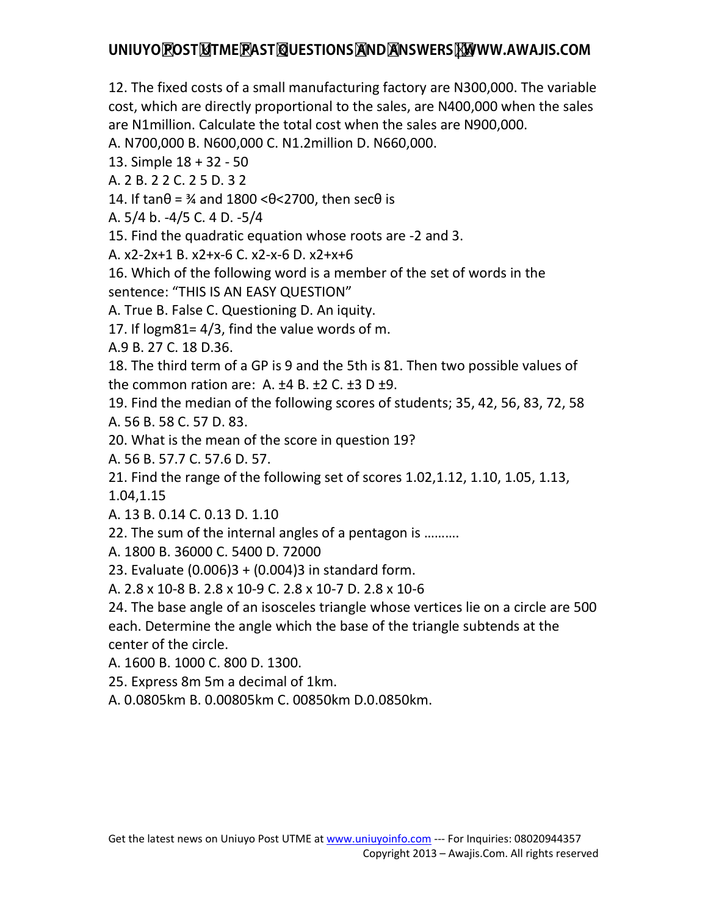12. The fixed costs of a small manufacturing factory are N300,000. The variable cost, which are directly proportional to the sales, are N400,000 when the sales are N1million. Calculate the total cost when the sales are N900,000.

A. N700,000 B. N600,000 C. N1.2million D. N660,000.

13. Simple 18 + 32 - 50

A. 2 B. 2 2 C. 2 5 D. 3 2

14. If tanθ = ¾ and 1800 <θ<2700, then secθ is

A. 5/4 b. -4/5 C. 4 D. -5/4

15. Find the quadratic equation whose roots are -2 and 3.

A. x2-2x+1 B. x2+x-6 C. x2-x-6 D. x2+x+6

16. Which of the following word is a member of the set of words in the sentence: "THIS IS AN EASY QUESTION"

A. True B. False C. Questioning D. An iquity.

17. If logm81= 4/3, find the value words of m.

A.9 B. 27 C. 18 D.36.

18. The third term of a GP is 9 and the 5th is 81. Then two possible values of the common ration are: A. ±4 B. ±2 C. ±3 D ±9.

19. Find the median of the following scores of students; 35, 42, 56, 83, 72, 58

A. 56 B. 58 C. 57 D. 83.

20. What is the mean of the score in question 19?

A. 56 B. 57.7 C. 57.6 D. 57.

21. Find the range of the following set of scores 1.02,1.12, 1.10, 1.05, 1.13, 1.04,1.15

A. 13 B. 0.14 C. 0.13 D. 1.10

22. The sum of the internal angles of a pentagon is ……….

A. 1800 B. 36000 C. 5400 D. 72000

23. Evaluate (0.006)3 + (0.004)3 in standard form.

A. 2.8 x 10-8 B. 2.8 x 10-9 C. 2.8 x 10-7 D. 2.8 x 10-6

24. The base angle of an isosceles triangle whose vertices lie on a circle are 500 each. Determine the angle which the base of the triangle subtends at the center of the circle.

A. 1600 B. 1000 C. 800 D. 1300.

25. Express 8m 5m a decimal of 1km.

A. 0.0805km B. 0.00805km C. 00850km D.0.0850km.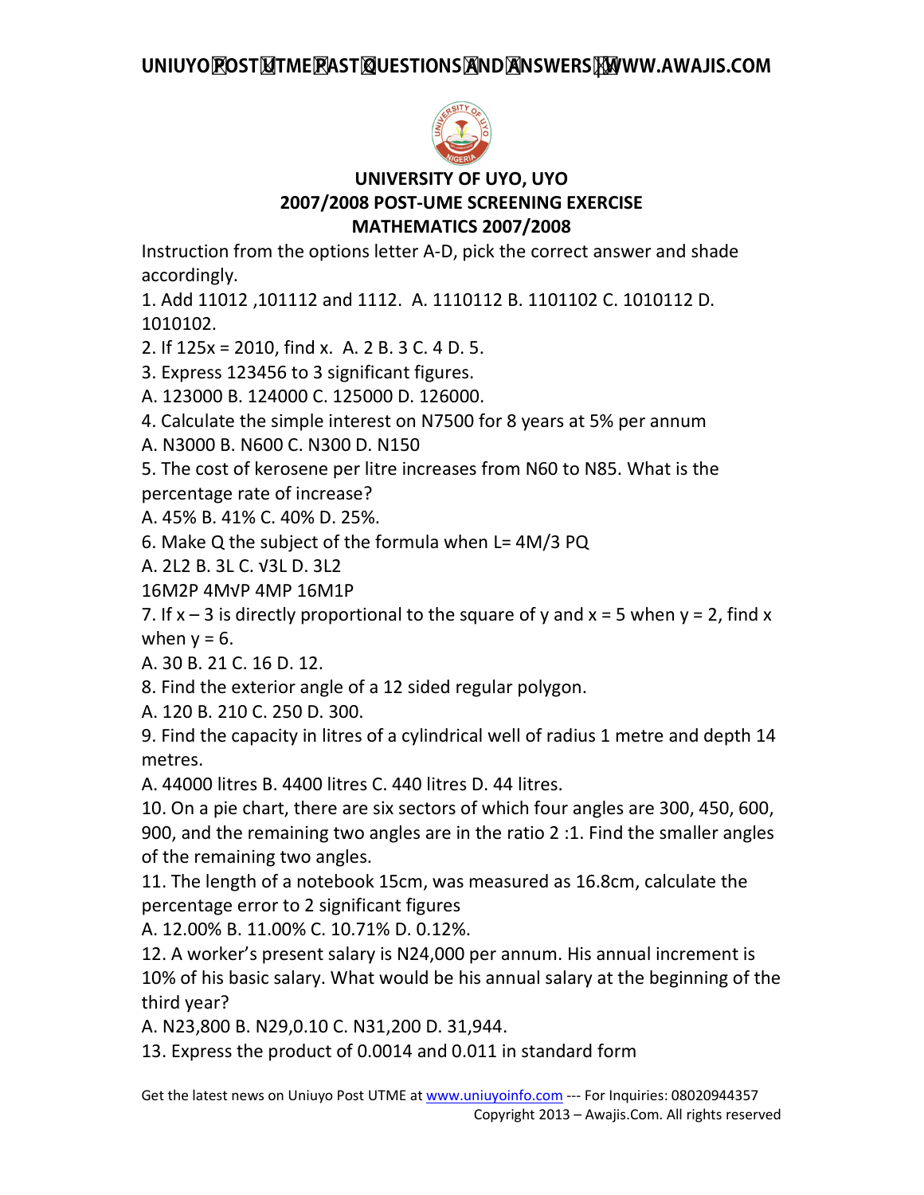# UNIVERSITY OF UYO, UYO
## 2007/2008 POST-UME SCREENING EXERCISE
## MATHEMATICS 2007/2008

Instruction from the options letter A-D, pick the correct answer and shade accordingly.

1. Add 11012 ,101112 and 1112. A. 1110112 B. 1101102 C. 1010112 D. 1010102.

2. If 125x = 2010, find x. A. 2 B. 3 C. 4 D. 5.

3. Express 123456 to 3 significant figures.
A. 123000 B. 124000 C. 125000 D. 126000.

4. Calculate the simple interest on N7500 for 8 years at 5% per annum
A. N3000 B. N600 C. N300 D. N150

5. The cost of kerosene per litre increases from N60 to N85. What is the percentage rate of increase?
A. 45% B. 41% C. 40% D. 25%.

6. Make Q the subject of the formula when L= 4M/3 PQ
A. 2L2 B. 3L C. √3L D. 3L2
16M2P 4M√P 4MP 16M1P

7. If x – 3 is directly proportional to the square of y and x = 5 when y = 2, find x when y = 6.
A. 30 B. 21 C. 16 D. 12.

8. Find the exterior angle of a 12 sided regular polygon.
A. 120 B. 210 C. 250 D. 300.

9. Find the capacity in litres of a cylindrical well of radius 1 metre and depth 14 metres.
A. 44000 litres B. 4400 litres C. 440 litres D. 44 litres.

10. On a pie chart, there are six sectors of which four angles are 300, 450, 600, 900, and the remaining two angles are in the ratio 2 :1. Find the smaller angles of the remaining two angles.

11. The length of a notebook 15cm, was measured as 16.8cm, calculate the percentage error to 2 significant figures
A. 12.00% B. 11.00% C. 10.71% D. 0.12%.

12. A worker's present salary is N24,000 per annum. His annual increment is 10% of his basic salary. What would be his annual salary at the beginning of the third year?
A. N23,800 B. N29,0.10 C. N31,200 D. 31,944.

13. Express the product of 0.0014 and 0.011 in standard form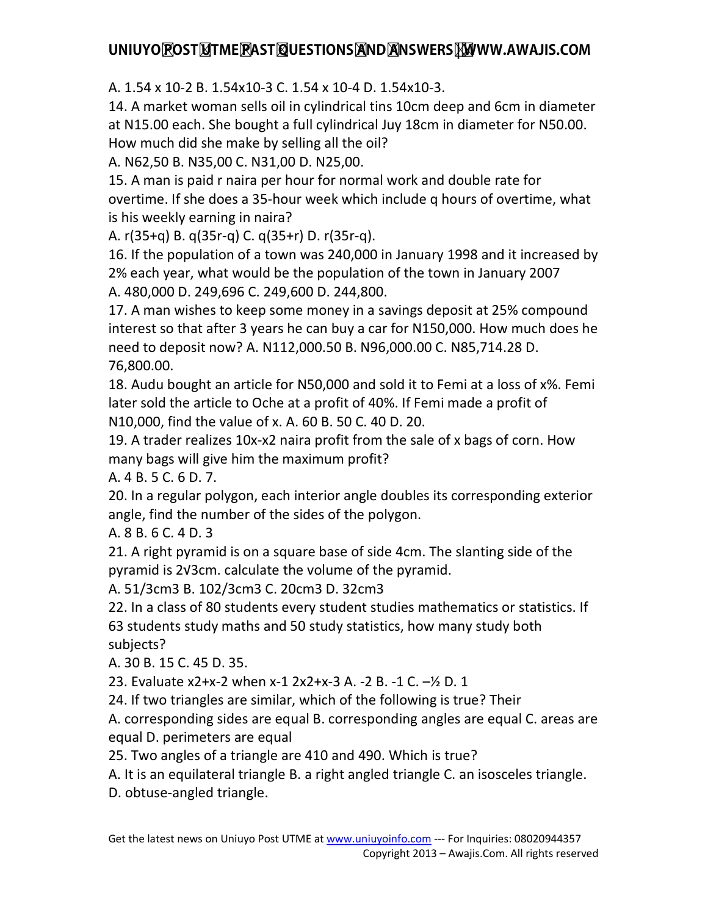A. $1.54 \times 10^{-2}$ B. $1.54 \times 10^{-3}$ C. $1.54 \times 10^{-4}$ D. $1.54 \times 10^{-3}$.

14. A market woman sells oil in cylindrical tins 10cm deep and 6cm in diameter at N15.00 each. She bought a full cylindrical Juy 18cm in diameter for N50.00. How much did she make by selling all the oil?

A. N62,50 B. N35,00 C. N31,00 D. N25,00.

15. A man is paid r naira per hour for normal work and double rate for overtime. If she does a 35-hour week which include q hours of overtime, what is his weekly earning in naira?

A. $r(35+q)$ B. $q(35r-q)$ C. $q(35+r)$ D. $r(35r-q)$.

16. If the population of a town was 240,000 in January 1998 and it increased by 2% each year, what would be the population of the town in January 2007

A. 480,000 D. 249,696 C. 249,600 D. 244,800.

17. A man wishes to keep some money in a savings deposit at 25% compound interest so that after 3 years he can buy a car for N150,000. How much does he need to deposit now? A. N112,000.50 B. N96,000.00 C. N85,714.28 D. 76,800.00.

18. Audu bought an article for N50,000 and sold it to Femi at a loss of x%. Femi later sold the article to Oche at a profit of 40%. If Femi made a profit of N10,000, find the value of x. A. 60 B. 50 C. 40 D. 20.

19. A trader realizes $10x-x^2$ naira profit from the sale of x bags of corn. How many bags will give him the maximum profit?

A. 4 B. 5 C. 6 D. 7.

20. In a regular polygon, each interior angle doubles its corresponding exterior angle, find the number of the sides of the polygon.

A. 8 B. 6 C. 4 D. 3

21. A right pyramid is on a square base of side 4cm. The slanting side of the pyramid is $2\sqrt{3}$cm. calculate the volume of the pyramid.

A. $51/3cm^3$ B. $102/3cm^3$ C. $20cm^3$ D. $32cm^3$

22. In a class of 80 students every student studies mathematics or statistics. If 63 students study maths and 50 study statistics, how many study both subjects?

A. 30 B. 15 C. 45 D. 35.

23. Evaluate $x^2+x-2$ when $x-1$ $2x^2+x-3$ A. -2 B. -1 C. –½ D. 1

24. If two triangles are similar, which of the following is true? Their

A. corresponding sides are equal B. corresponding angles are equal C. areas are equal D. perimeters are equal

25. Two angles of a triangle are $41^0$ and $49^0$. Which is true?

A. It is an equilateral triangle B. a right angled triangle C. an isosceles triangle. D. obtuse-angled triangle.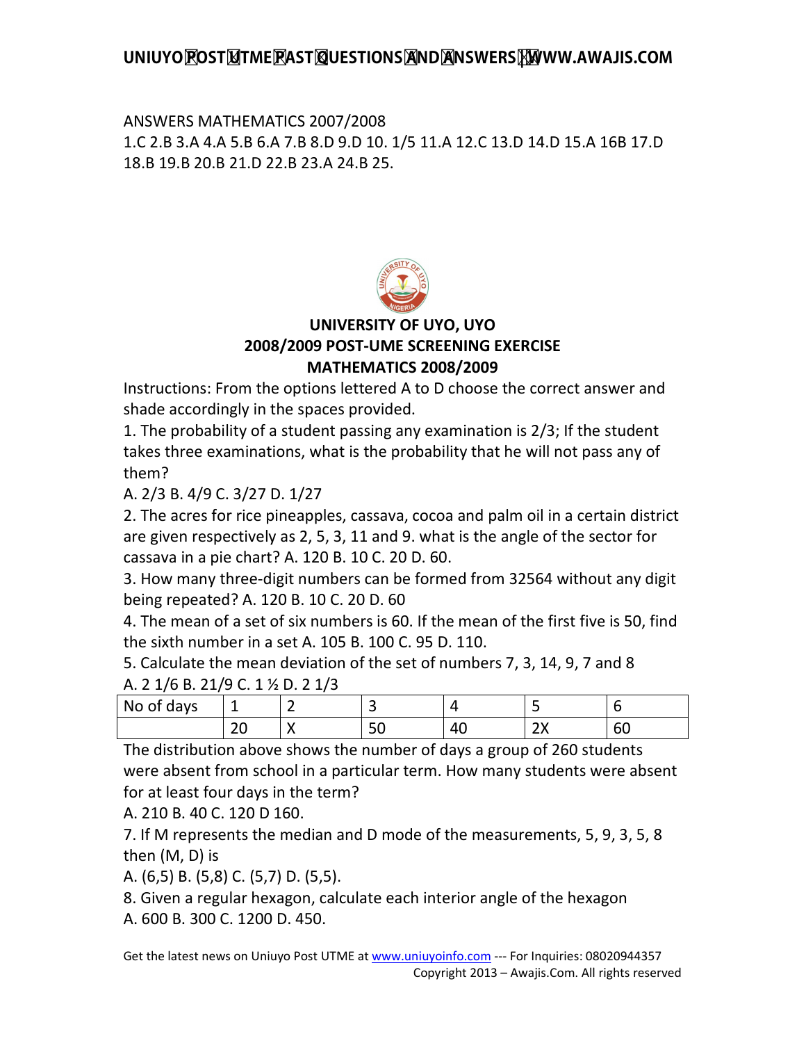ANSWERS MATHEMATICS 2007/2008

1.C 2.B 3.A 4.A 5.B 6.A 7.B 8.D 9.D 10. 1/5 11.A 12.C 13.D 14.D 15.A 16B 17.D 18.B 19.B 20.B 21.D 22.B 23.A 24.B 25.

## UNIVERSITY OF UYO, UYO
## 2008/2009 POST-UME SCREENING EXERCISE
## MATHEMATICS 2008/2009

Instructions: From the options lettered A to D choose the correct answer and shade accordingly in the spaces provided.

1. The probability of a student passing any examination is 2/3; If the student takes three examinations, what is the probability that he will not pass any of them?
A. 2/3 B. 4/9 C. 3/27 D. 1/27

2. The acres for rice pineapples, cassava, cocoa and palm oil in a certain district are given respectively as 2, 5, 3, 11 and 9. what is the angle of the sector for cassava in a pie chart? A. 120 B. 10 C. 20 D. 60.

3. How many three-digit numbers can be formed from 32564 without any digit being repeated? A. 120 B. 10 C. 20 D. 60

4. The mean of a set of six numbers is 60. If the mean of the first five is 50, find the sixth number in a set A. 105 B. 100 C. 95 D. 110.

5. Calculate the mean deviation of the set of numbers 7, 3, 14, 9, 7 and 8
A. 2 1/6 B. 21/9 C. 1 ½ D. 2 1/3

| No of days | 1 | 2 | 3 | 4 | 5 | 6 |
|---|---|---|---|---|---|---|
| | 20 | X | 50 | 40 | 2X | 60 |

The distribution above shows the number of days a group of 260 students were absent from school in a particular term. How many students were absent for at least four days in the term?
A. 210 B. 40 C. 120 D 160.

7. If M represents the median and D mode of the measurements, 5, 9, 3, 5, 8 then (M, D) is
A. (6,5) B. (5,8) C. (5,7) D. (5,5).

8. Given a regular hexagon, calculate each interior angle of the hexagon
A. 600 B. 300 C. 1200 D. 450.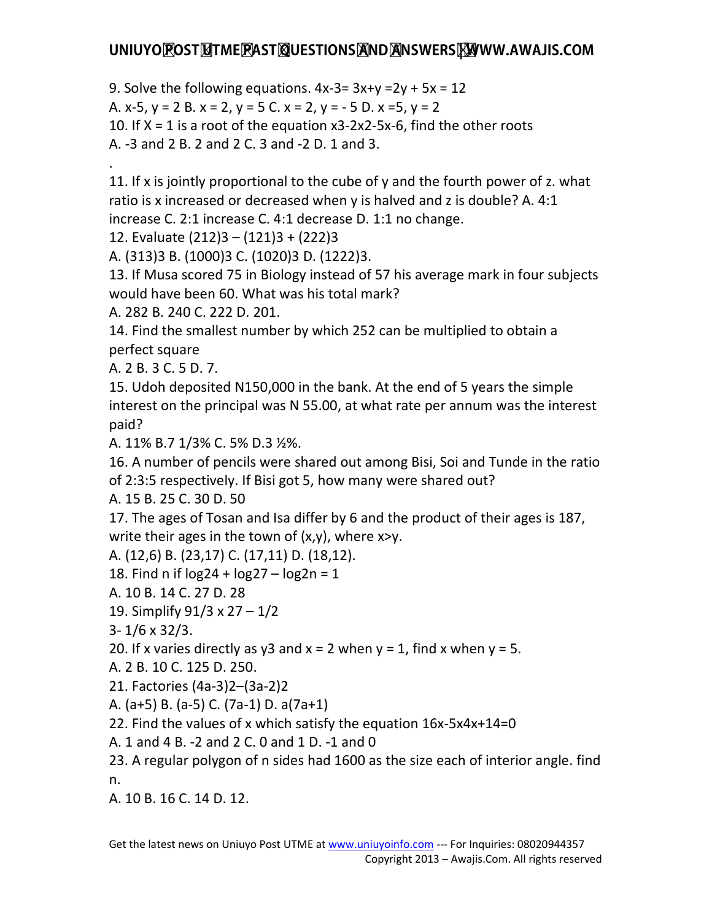9. Solve the following equations. $4x-3= 3x+y =2y + 5x = 12$

A. x-5, y = 2 B. x = 2, y = 5 C. x = 2, y = - 5 D. x =5, y = 2

10. If X = 1 is a root of the equation $x3-2x2-5x-6$, find the other roots

A. -3 and 2 B. 2 and 2 C. 3 and -2 D. 1 and 3.

.

11. If x is jointly proportional to the cube of y and the fourth power of z. what ratio is x increased or decreased when y is halved and z is double? A. 4:1 increase C. 2:1 increase C. 4:1 decrease D. 1:1 no change.

12. Evaluate $(212)3 – (121)3 + (222)3$

A. (313)3 B. (1000)3 C. (1020)3 D. (1222)3.

13. If Musa scored 75 in Biology instead of 57 his average mark in four subjects would have been 60. What was his total mark?

A. 282 B. 240 C. 222 D. 201.

14. Find the smallest number by which 252 can be multiplied to obtain a perfect square

A. 2 B. 3 C. 5 D. 7.

15. Udoh deposited N150,000 in the bank. At the end of 5 years the simple interest on the principal was N 55.00, at what rate per annum was the interest paid?

A. 11% B.7 1/3% C. 5% D.3 ½%.

16. A number of pencils were shared out among Bisi, Soi and Tunde in the ratio of 2:3:5 respectively. If Bisi got 5, how many were shared out?

A. 15 B. 25 C. 30 D. 50

17. The ages of Tosan and Isa differ by 6 and the product of their ages is 187, write their ages in the town of (x,y), where x>y.

A. (12,6) B. (23,17) C. (17,11) D. (18,12).

18. Find n if $\log24 + \log27 – \log2n = 1$

A. 10 B. 14 C. 27 D. 28

19. Simplify $91/3 \times 27 – 1/2$

$3- 1/6 \times 32/3$.

20. If x varies directly as y3 and x = 2 when y = 1, find x when y = 5.

A. 2 B. 10 C. 125 D. 250.

21. Factories $(4a-3)2–(3a-2)2$

A. (a+5) B. (a-5) C. (7a-1) D. a(7a+1)

22. Find the values of x which satisfy the equation $16x-5x4x+14=0$

A. 1 and 4 B. -2 and 2 C. 0 and 1 D. -1 and 0

23. A regular polygon of n sides had 1600 as the size each of interior angle. find n.

A. 10 B. 16 C. 14 D. 12.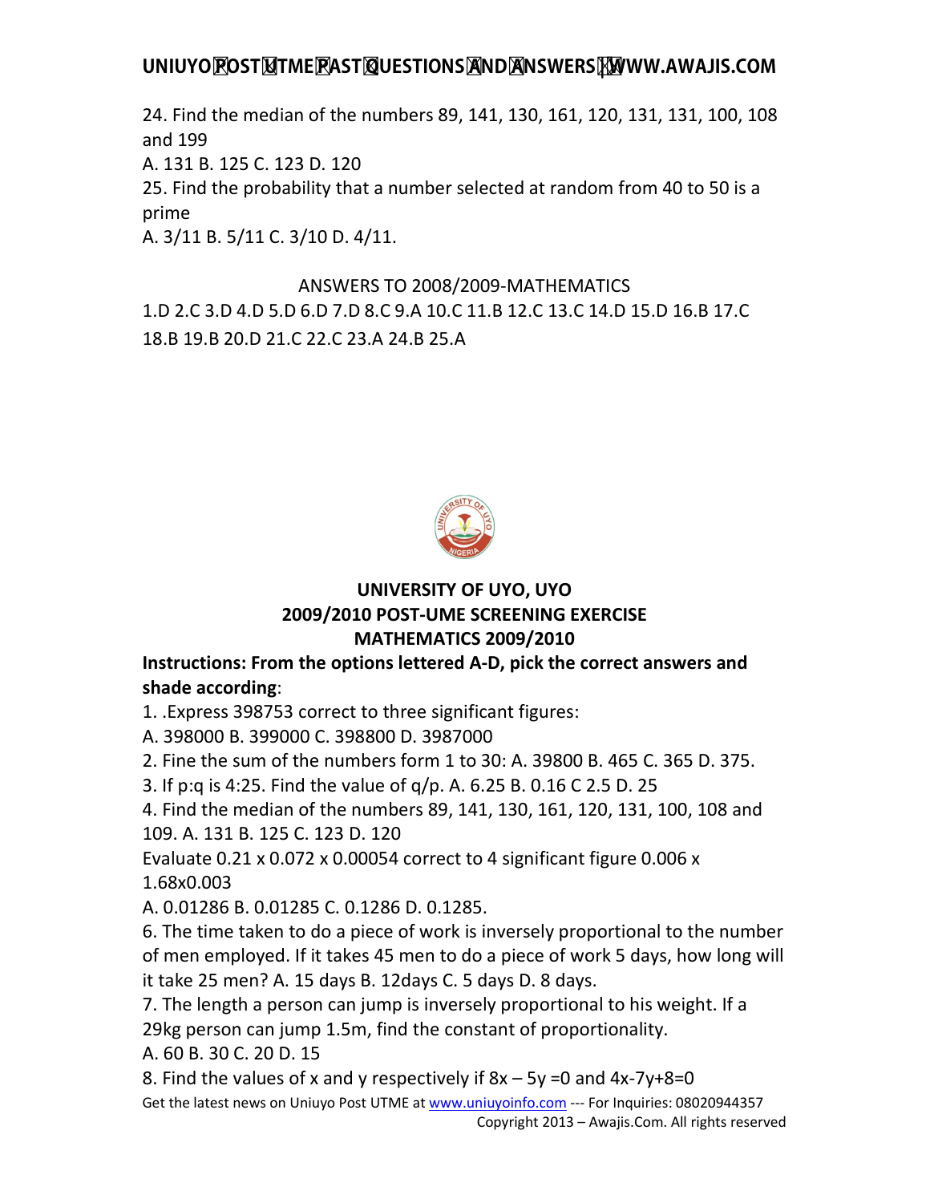24. Find the median of the numbers 89, 141, 130, 161, 120, 131, 131, 100, 108 and 199

A. 131 B. 125 C. 123 D. 120

25. Find the probability that a number selected at random from 40 to 50 is a prime

A. 3/11 B. 5/11 C. 3/10 D. 4/11.

ANSWERS TO 2008/2009-MATHEMATICS

1.D 2.C 3.D 4.D 5.D 6.D 7.D 8.C 9.A 10.C 11.B 12.C 13.C 14.D 15.D 16.B 17.C 18.B 19.B 20.D 21.C 22.C 23.A 24.B 25.A

## UNIVERSITY OF UYO, UYO
## 2009/2010 POST-UME SCREENING EXERCISE
## MATHEMATICS 2009/2010

**Instructions: From the options lettered A-D, pick the correct answers and shade according**:

1. .Express 398753 correct to three significant figures:

A. 398000 B. 399000 C. 398800 D. 3987000

2. Fine the sum of the numbers form 1 to 30: A. 39800 B. 465 C. 365 D. 375.

3. If p:q is 4:25. Find the value of q/p. A. 6.25 B. 0.16 C 2.5 D. 25

4. Find the median of the numbers 89, 141, 130, 161, 120, 131, 100, 108 and 109. A. 131 B. 125 C. 123 D. 120

Evaluate 0.21 x 0.072 x 0.00054 correct to 4 significant figure 0.006 x 1.68x0.003

A. 0.01286 B. 0.01285 C. 0.1286 D. 0.1285.

6. The time taken to do a piece of work is inversely proportional to the number of men employed. If it takes 45 men to do a piece of work 5 days, how long will it take 25 men? A. 15 days B. 12days C. 5 days D. 8 days.

7. The length a person can jump is inversely proportional to his weight. If a 29kg person can jump 1.5m, find the constant of proportionality.

A. 60 B. 30 C. 20 D. 15

8. Find the values of x and y respectively if $8x - 5y = 0$ and $4x - 7y + 8 = 0$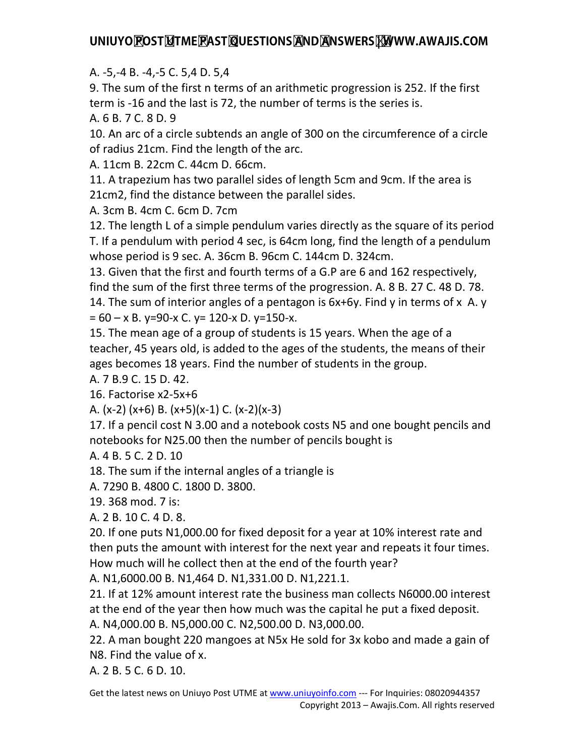A. -5,-4 B. -4,-5 C. 5,4 D. 5,4

9. The sum of the first n terms of an arithmetic progression is 252. If the first term is -16 and the last is 72, the number of terms is the series is.

A. 6 B. 7 C. 8 D. 9

10. An arc of a circle subtends an angle of 300 on the circumference of a circle of radius 21cm. Find the length of the arc.

A. 11cm B. 22cm C. 44cm D. 66cm.

11. A trapezium has two parallel sides of length 5cm and 9cm. If the area is 21cm2, find the distance between the parallel sides.

A. 3cm B. 4cm C. 6cm D. 7cm

12. The length L of a simple pendulum varies directly as the square of its period T. If a pendulum with period 4 sec, is 64cm long, find the length of a pendulum whose period is 9 sec. A. 36cm B. 96cm C. 144cm D. 324cm.

13. Given that the first and fourth terms of a G.P are 6 and 162 respectively, find the sum of the first three terms of the progression. A. 8 B. 27 C. 48 D. 78.

14. The sum of interior angles of a pentagon is 6x+6y. Find y in terms of x A. y = 60 – x B. y=90-x C. y= 120-x D. y=150-x.

15. The mean age of a group of students is 15 years. When the age of a teacher, 45 years old, is added to the ages of the students, the means of their ages becomes 18 years. Find the number of students in the group.

A. 7 B.9 C. 15 D. 42.

16. Factorise x2-5x+6

A. (x-2) (x+6) B. (x+5)(x-1) C. (x-2)(x-3)

17. If a pencil cost N 3.00 and a notebook costs N5 and one bought pencils and notebooks for N25.00 then the number of pencils bought is

A. 4 B. 5 C. 2 D. 10

18. The sum if the internal angles of a triangle is

A. 7290 B. 4800 C. 1800 D. 3800.

19. 368 mod. 7 is:

A. 2 B. 10 C. 4 D. 8.

20. If one puts N1,000.00 for fixed deposit for a year at 10% interest rate and then puts the amount with interest for the next year and repeats it four times. How much will he collect then at the end of the fourth year?

A. N1,6000.00 B. N1,464 D. N1,331.00 D. N1,221.1.

21. If at 12% amount interest rate the business man collects N6000.00 interest at the end of the year then how much was the capital he put a fixed deposit.

A. N4,000.00 B. N5,000.00 C. N2,500.00 D. N3,000.00.

22. A man bought 220 mangoes at N5x He sold for 3x kobo and made a gain of N8. Find the value of x.

A. 2 B. 5 C. 6 D. 10.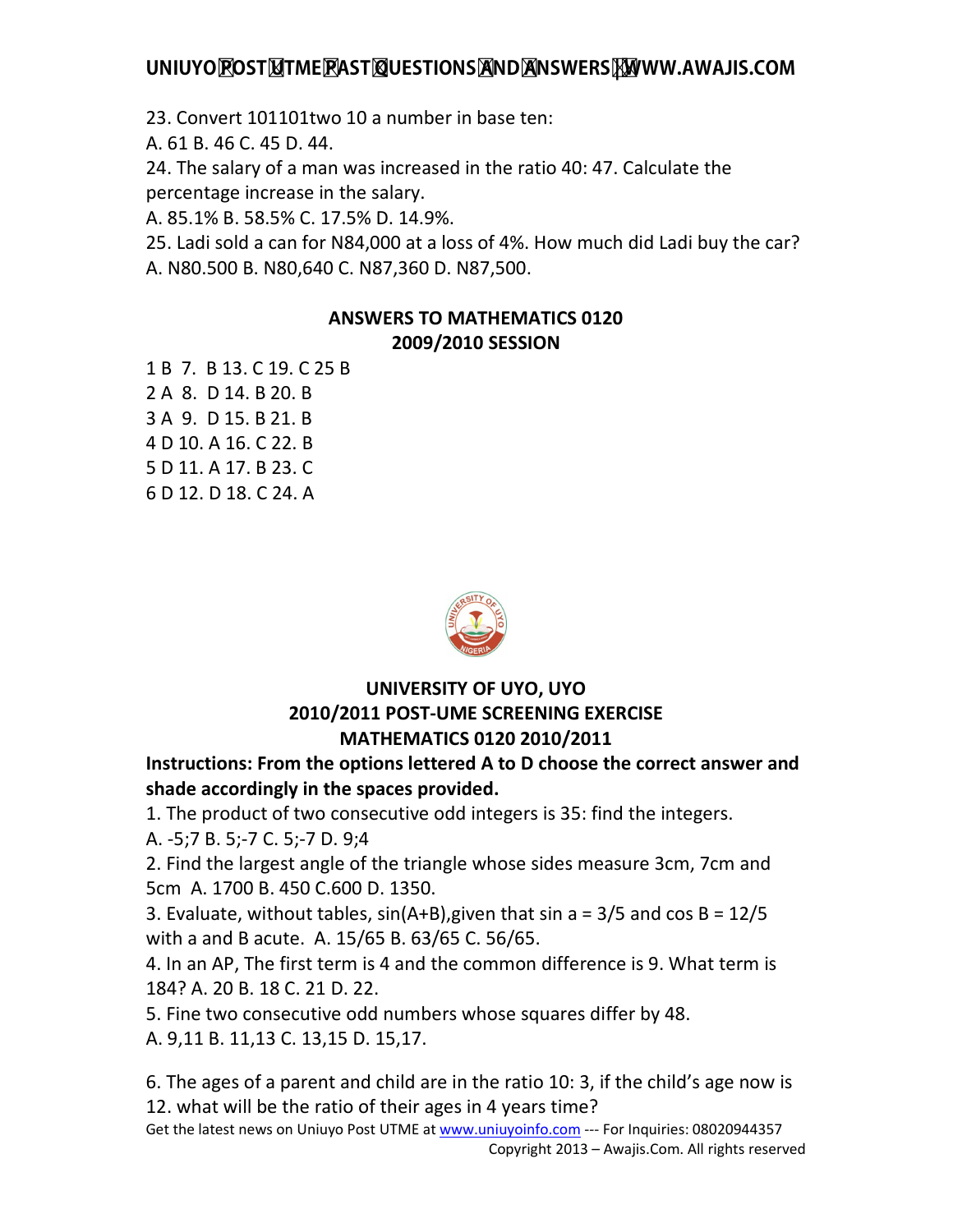23. Convert 101101two 10 a number in base ten:

A. 61 B. 46 C. 45 D. 44.

24. The salary of a man was increased in the ratio 40: 47. Calculate the percentage increase in the salary.

A. 85.1% B. 58.5% C. 17.5% D. 14.9%.

25. Ladi sold a can for N84,000 at a loss of 4%. How much did Ladi buy the car?

A. N80.500 B. N80,640 C. N87,360 D. N87,500.

**ANSWERS TO MATHEMATICS 0120**
**2009/2010 SESSION**

1 B 7. B 13. C 19. C 25 B
2 A 8. D 14. B 20. B
3 A 9. D 15. B 21. B
4 D 10. A 16. C 22. B
5 D 11. A 17. B 23. C
6 D 12. D 18. C 24. A

**UNIVERSITY OF UYO, UYO**
**2010/2011 POST-UME SCREENING EXERCISE**
**MATHEMATICS 0120 2010/2011**

**Instructions: From the options lettered A to D choose the correct answer and shade accordingly in the spaces provided.**

1. The product of two consecutive odd integers is 35: find the integers.

A. -5;7 B. 5;-7 C. 5;-7 D. 9;4

2. Find the largest angle of the triangle whose sides measure 3cm, 7cm and 5cm A. 1700 B. 450 C.600 D. 1350.

3. Evaluate, without tables, sin(A+B),given that sin a = 3/5 and cos B = 12/5 with a and B acute. A. 15/65 B. 63/65 C. 56/65.

4. In an AP, The first term is 4 and the common difference is 9. What term is 184? A. 20 B. 18 C. 21 D. 22.

5. Fine two consecutive odd numbers whose squares differ by 48.

A. 9,11 B. 11,13 C. 13,15 D. 15,17.

6. The ages of a parent and child are in the ratio 10: 3, if the child's age now is 12. what will be the ratio of their ages in 4 years time?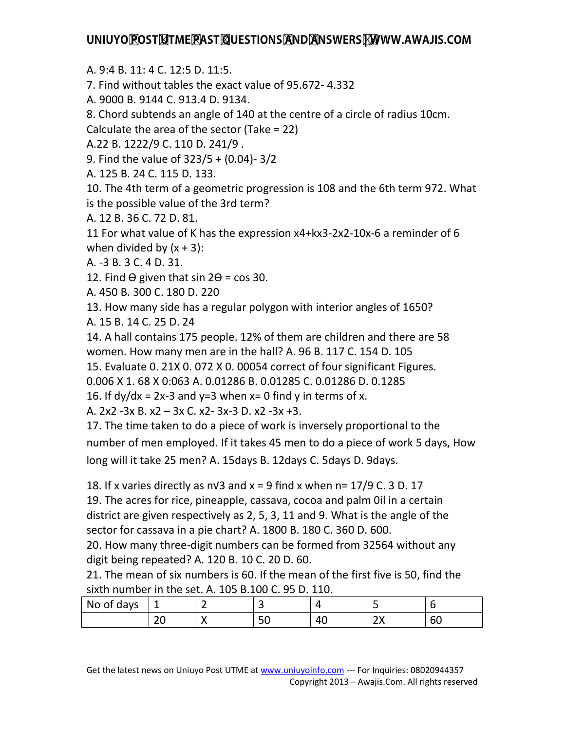A. 9:4 B. 11: 4 C. 12:5 D. 11:5.

7. Find without tables the exact value of 95.672- 4.332

A. 9000 B. 9144 C. 913.4 D. 9134.

8. Chord subtends an angle of 140 at the centre of a circle of radius 10cm. Calculate the area of the sector (Take = 22)

A.22 B. 1222/9 C. 110 D. 241/9 .

9. Find the value of 323/5 + (0.04)- 3/2

A. 125 B. 24 C. 115 D. 133.

10. The 4th term of a geometric progression is 108 and the 6th term 972. What is the possible value of the 3rd term?

A. 12 B. 36 C. 72 D. 81.

11 For what value of K has the expression x4+kx3-2x2-10x-6 a reminder of 6 when divided by (x + 3):

A. -3 B. 3 C. 4 D. 31.

12. Find Ɵ given that sin 2Ɵ = cos 30.

A. 450 B. 300 C. 180 D. 220

13. How many side has a regular polygon with interior angles of 1650?

A. 15 B. 14 C. 25 D. 24

14. A hall contains 175 people. 12% of them are children and there are 58 women. How many men are in the hall? A. 96 B. 117 C. 154 D. 105

15. Evaluate 0. 21X 0. 072 X 0. 00054 correct of four significant Figures.
0.006 X 1. 68 X 0:063 A. 0.01286 B. 0.01285 C. 0.01286 D. 0.1285

16. If dy/dx = 2x-3 and y=3 when x= 0 find y in terms of x.

A. 2x2 -3x B. x2 – 3x C. x2- 3x-3 D. x2 -3x +3.

17. The time taken to do a piece of work is inversely proportional to the number of men employed. If it takes 45 men to do a piece of work 5 days, How long will it take 25 men? A. 15days B. 12days C. 5days D. 9days.

18. If x varies directly as n√3 and x = 9 find x when n= 17/9 C. 3 D. 17

19. The acres for rice, pineapple, cassava, cocoa and palm 0il in a certain district are given respectively as 2, 5, 3, 11 and 9. What is the angle of the sector for cassava in a pie chart? A. 1800 B. 180 C. 360 D. 600.

20. How many three-digit numbers can be formed from 32564 without any digit being repeated? A. 120 B. 10 C. 20 D. 60.

21. The mean of six numbers is 60. If the mean of the first five is 50, find the sixth number in the set. A. 105 B.100 C. 95 D. 110.

| No of days | 1 | 2 | 3 | 4 | 5 | 6 |
|---|---|---|---|---|---|---|
| | 20 | X | 50 | 40 | 2X | 60 |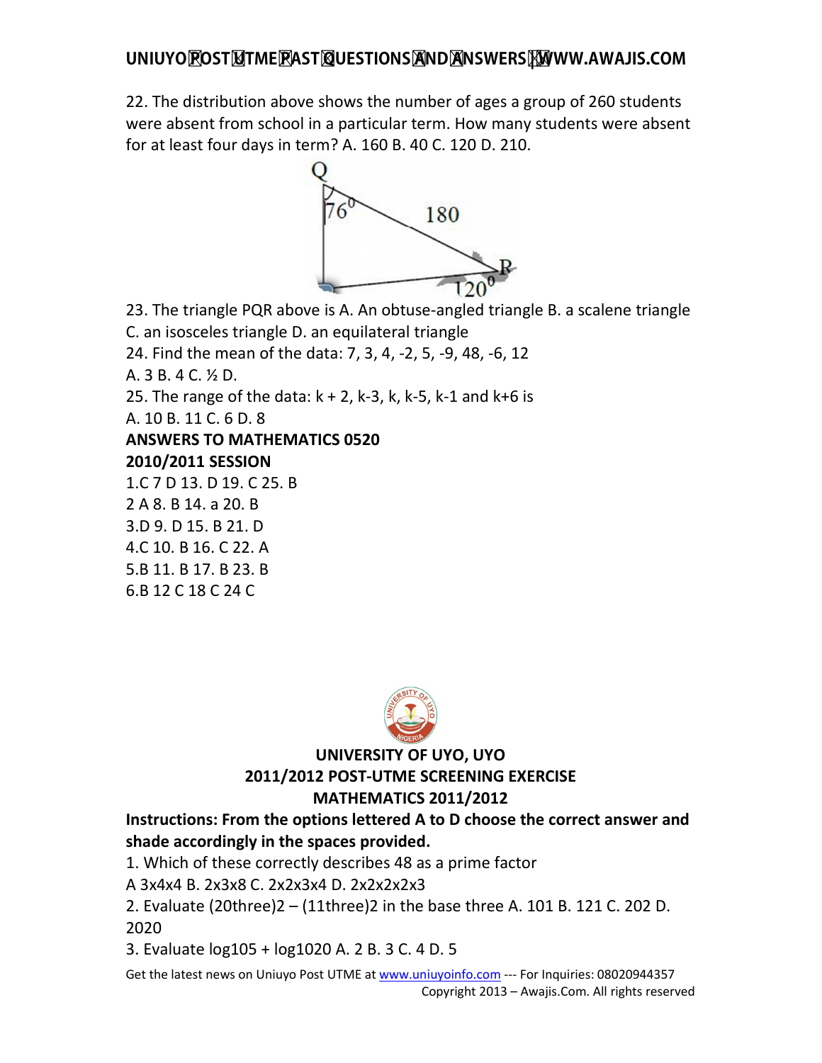22. The distribution above shows the number of ages a group of 260 students were absent from school in a particular term. How many students were absent for at least four days in term? A. 160 B. 40 C. 120 D. 210.

23. The triangle PQR above is A. An obtuse-angled triangle B. a scalene triangle C. an isosceles triangle D. an equilateral triangle

24. Find the mean of the data: 7, 3, 4, -2, 5, -9, 48, -6, 12
A. 3 B. 4 C. ½ D.

25. The range of the data: k + 2, k-3, k, k-5, k-1 and k+6 is
A. 10 B. 11 C. 6 D. 8

**ANSWERS TO MATHEMATICS 0520**
**2010/2011 SESSION**

1.C 7 D 13. D 19. C 25. B
2 A 8. B 14. a 20. B
3.D 9. D 15. B 21. D
4.C 10. B 16. C 22. A
5.B 11. B 17. B 23. B
6.B 12 C 18 C 24 C

**UNIVERSITY OF UYO, UYO**
**2011/2012 POST-UTME SCREENING EXERCISE**
**MATHEMATICS 2011/2012**

**Instructions: From the options lettered A to D choose the correct answer and shade accordingly in the spaces provided.**

1. Which of these correctly describes 48 as a prime factor
A 3x4x4 B. 2x3x8 C. 2x2x3x4 D. 2x2x2x2x3

2. Evaluate (20three)2 – (11three)2 in the base three A. 101 B. 121 C. 202 D. 2020

3. Evaluate log105 + log1020 A. 2 B. 3 C. 4 D. 5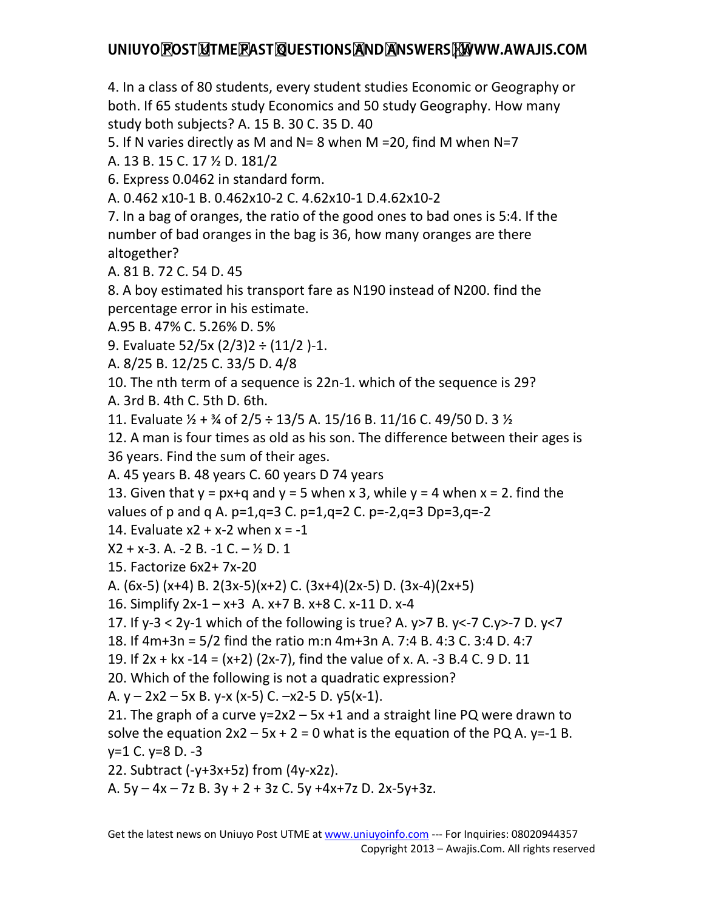4. In a class of 80 students, every student studies Economic or Geography or both. If 65 students study Economics and 50 study Geography. How many study both subjects? A. 15 B. 30 C. 35 D. 40

5. If N varies directly as M and N= 8 when M =20, find M when N=7

A. 13 B. 15 C. 17 ½ D. 181/2

6. Express 0.0462 in standard form.

A. 0.462 x10-1 B. 0.462x10-2 C. 4.62x10-1 D.4.62x10-2

7. In a bag of oranges, the ratio of the good ones to bad ones is 5:4. If the number of bad oranges in the bag is 36, how many oranges are there altogether?

A. 81 B. 72 C. 54 D. 45

8. A boy estimated his transport fare as N190 instead of N200. find the percentage error in his estimate.

A.95 B. 47% C. 5.26% D. 5%

9. Evaluate 52/5x (2/3)2 ÷ (11/2 )-1.

A. 8/25 B. 12/25 C. 33/5 D. 4/8

10. The nth term of a sequence is 22n-1. which of the sequence is 29?

A. 3rd B. 4th C. 5th D. 6th.

11. Evaluate ½ + ¾ of 2/5 ÷ 13/5 A. 15/16 B. 11/16 C. 49/50 D. 3 ½

12. A man is four times as old as his son. The difference between their ages is 36 years. Find the sum of their ages.

A. 45 years B. 48 years C. 60 years D 74 years

13. Given that y = px+q and y = 5 when x 3, while y = 4 when x = 2. find the values of p and q A. p=1,q=3 C. p=1,q=2 C. p=-2,q=3 Dp=3,q=-2

14. Evaluate x2 + x-2 when x = -1

X2 + x-3. A. -2 B. -1 C. – ½ D. 1

15. Factorize 6x2+ 7x-20

A. (6x-5) (x+4) B. 2(3x-5)(x+2) C. (3x+4)(2x-5) D. (3x-4)(2x+5)

16. Simplify 2x-1 – x+3 A. x+7 B. x+8 C. x-11 D. x-4

17. If y-3 < 2y-1 which of the following is true? A. y>7 B. y<-7 C.y>-7 D. y<7

18. If 4m+3n = 5/2 find the ratio m:n 4m+3n A. 7:4 B. 4:3 C. 3:4 D. 4:7

19. If 2x + kx -14 = (x+2) (2x-7), find the value of x. A. -3 B.4 C. 9 D. 11

20. Which of the following is not a quadratic expression?

A. y – 2x2 – 5x B. y-x (x-5) C. –x2-5 D. y5(x-1).

21. The graph of a curve y=2x2 – 5x +1 and a straight line PQ were drawn to solve the equation 2x2 – 5x + 2 = 0 what is the equation of the PQ A. y=-1 B. y=1 C. y=8 D. -3

22. Subtract (-y+3x+5z) from (4y-x2z).

A. 5y – 4x – 7z B. 3y + 2 + 3z C. 5y +4x+7z D. 2x-5y+3z.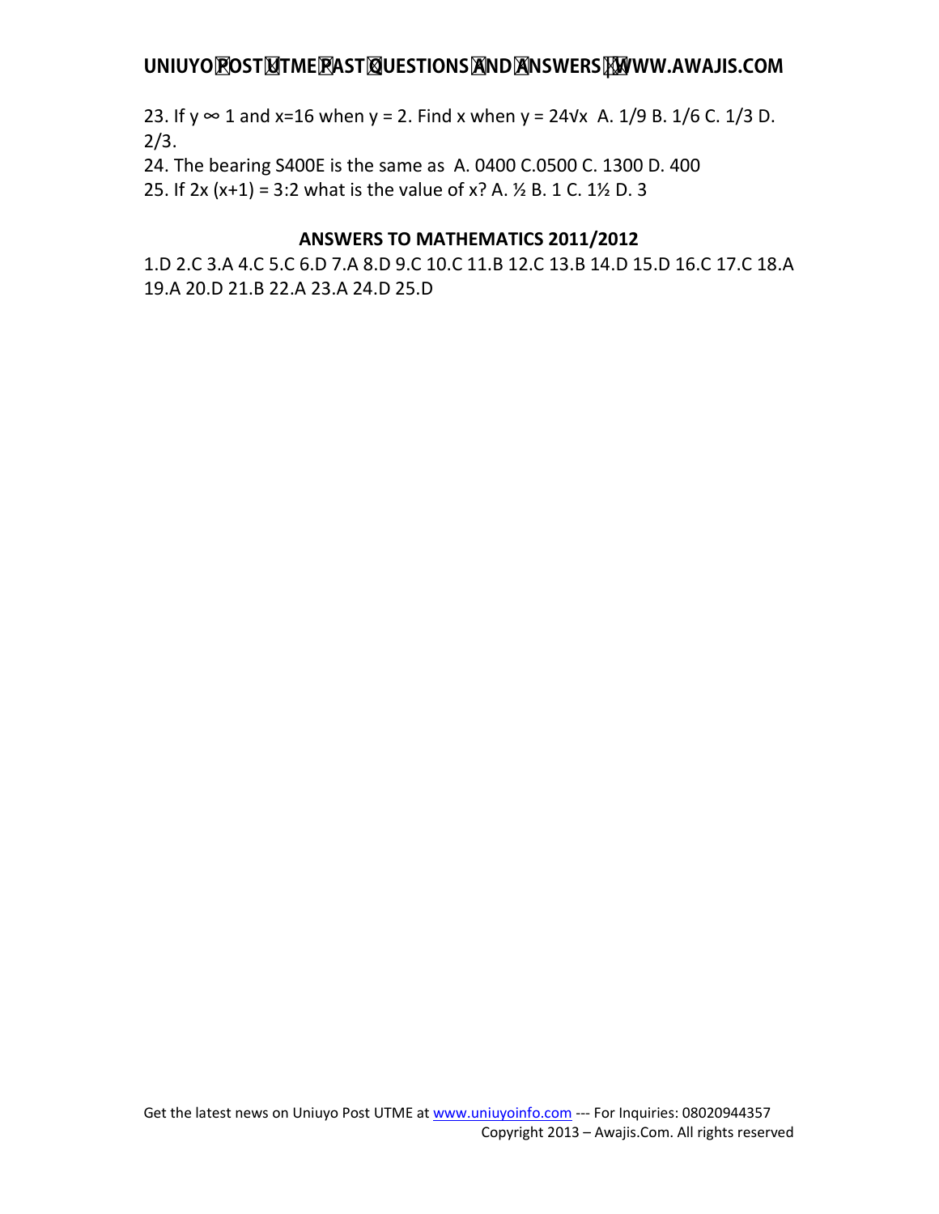23. If y ∞ 1 and x=16 when y = 2. Find x when y = 24√x A. 1/9 B. 1/6 C. 1/3 D. 2/3.

24. The bearing S400E is the same as A. 0400 C.0500 C. 1300 D. 400

25. If 2x (x+1) = 3:2 what is the value of x? A. ½ B. 1 C. 1½ D. 3

## ANSWERS TO MATHEMATICS 2011/2012

1.D 2.C 3.A 4.C 5.C 6.D 7.A 8.D 9.C 10.C 11.B 12.C 13.B 14.D 15.D 16.C 17.C 18.A 19.A 20.D 21.B 22.A 23.A 24.D 25.D